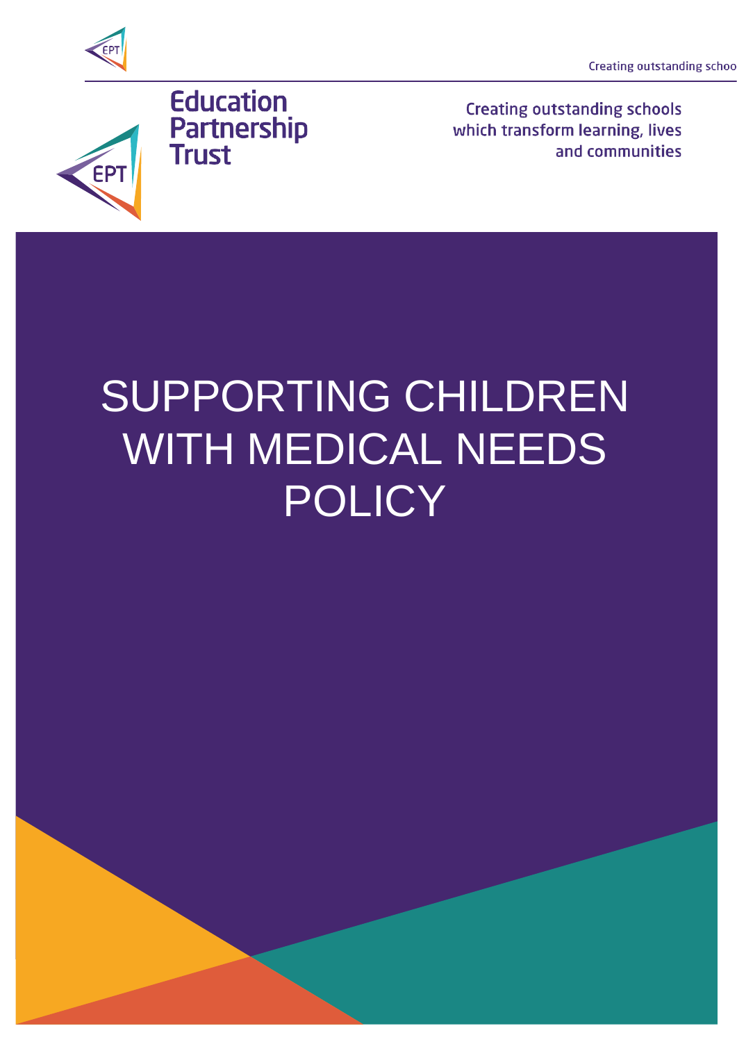Education Partnership Trust

Creating outstanding schools which transform learning, lives and communities

# SUPPORTING CHILDREN WITH MEDICAL NEEDS POLICY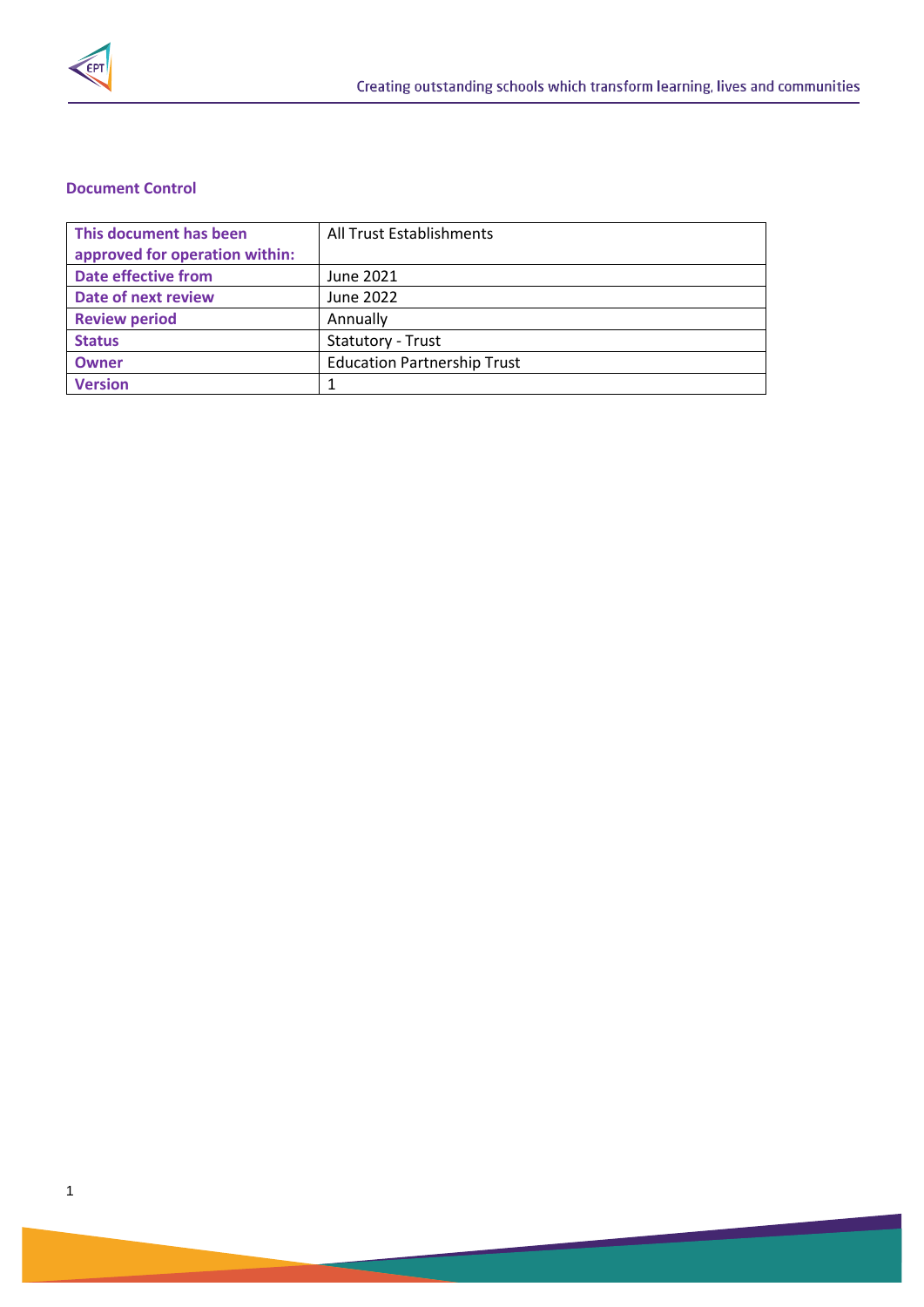### Document Control

| This document has been approved for operation within: | All Trust Establishments |
|---|---|
| Date effective from | June 2021 |
| Date of next review | June 2022 |
| Review period | Annually |
| Status | Statutory - Trust |
| Owner | Education Partnership Trust |
| Version | 1 |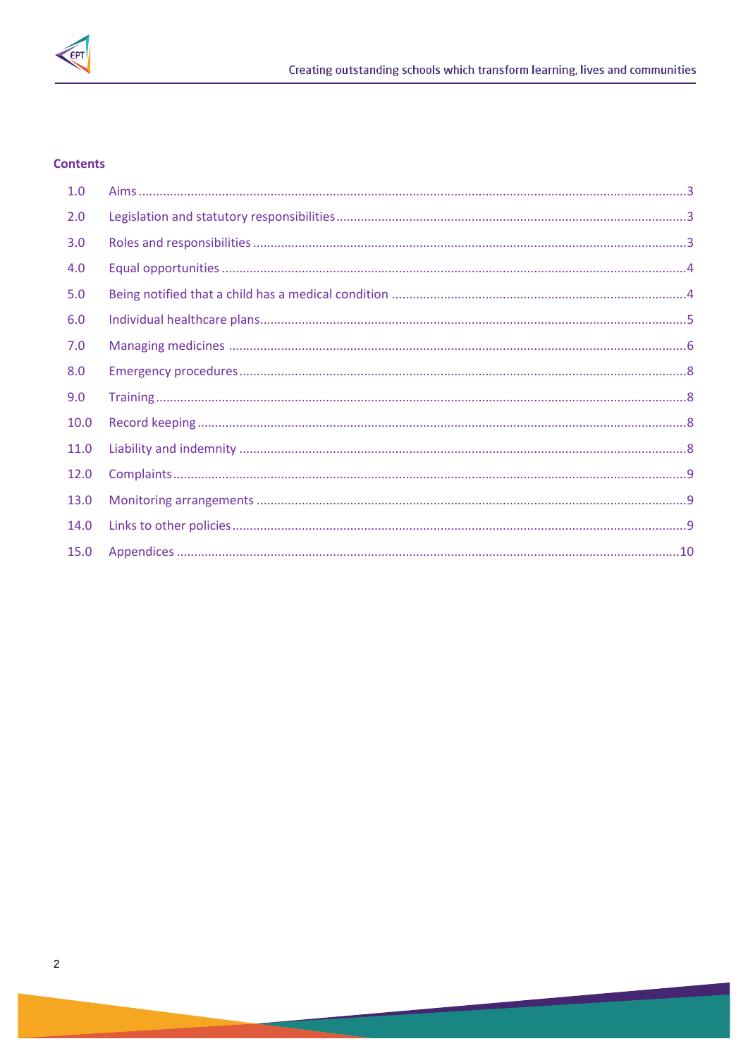**Contents**

| | | |
|---|---|---|
| 1.0 | Aims | 3 |
| 2.0 | Legislation and statutory responsibilities | 3 |
| 3.0 | Roles and responsibilities | 3 |
| 4.0 | Equal opportunities | 4 |
| 5.0 | Being notified that a child has a medical condition | 4 |
| 6.0 | Individual healthcare plans | 5 |
| 7.0 | Managing medicines | 6 |
| 8.0 | Emergency procedures | 8 |
| 9.0 | Training | 8 |
| 10.0 | Record keeping | 8 |
| 11.0 | Liability and indemnity | 8 |
| 12.0 | Complaints | 9 |
| 13.0 | Monitoring arrangements | 9 |
| 14.0 | Links to other policies | 9 |
| 15.0 | Appendices | 10 |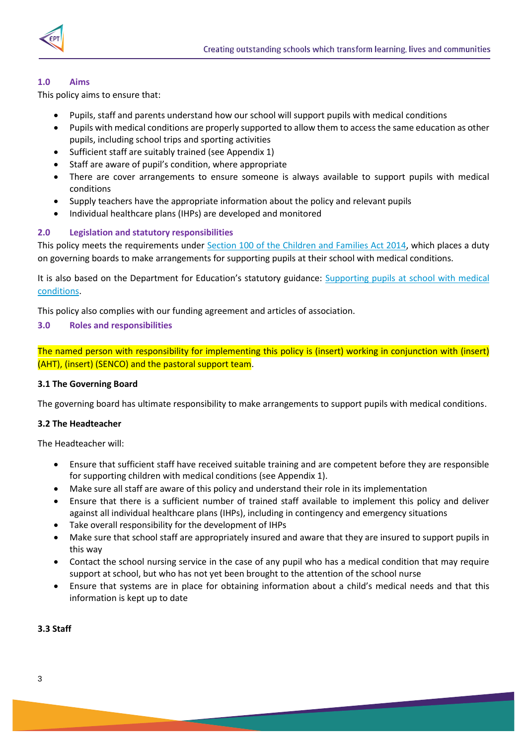## 1.0 Aims

This policy aims to ensure that:

- Pupils, staff and parents understand how our school will support pupils with medical conditions
- Pupils with medical conditions are properly supported to allow them to access the same education as other pupils, including school trips and sporting activities
- Sufficient staff are suitably trained (see Appendix 1)
- Staff are aware of pupil's condition, where appropriate
- There are cover arrangements to ensure someone is always available to support pupils with medical conditions
- Supply teachers have the appropriate information about the policy and relevant pupils
- Individual healthcare plans (IHPs) are developed and monitored

## 2.0 Legislation and statutory responsibilities

This policy meets the requirements under [Section 100 of the Children and Families Act 2014](), which places a duty on governing boards to make arrangements for supporting pupils at their school with medical conditions.

It is also based on the Department for Education's statutory guidance: [Supporting pupils at school with medical conditions]().

This policy also complies with our funding agreement and articles of association.

## 3.0 Roles and responsibilities

The named person with responsibility for implementing this policy is (insert) working in conjunction with (insert) (AHT), (insert) (SENCO) and the pastoral support team.

### 3.1 The Governing Board

The governing board has ultimate responsibility to make arrangements to support pupils with medical conditions.

### 3.2 The Headteacher

The Headteacher will:

- Ensure that sufficient staff have received suitable training and are competent before they are responsible for supporting children with medical conditions (see Appendix 1).
- Make sure all staff are aware of this policy and understand their role in its implementation
- Ensure that there is a sufficient number of trained staff available to implement this policy and deliver against all individual healthcare plans (IHPs), including in contingency and emergency situations
- Take overall responsibility for the development of IHPs
- Make sure that school staff are appropriately insured and aware that they are insured to support pupils in this way
- Contact the school nursing service in the case of any pupil who has a medical condition that may require support at school, but who has not yet been brought to the attention of the school nurse
- Ensure that systems are in place for obtaining information about a child's medical needs and that this information is kept up to date

### 3.3 Staff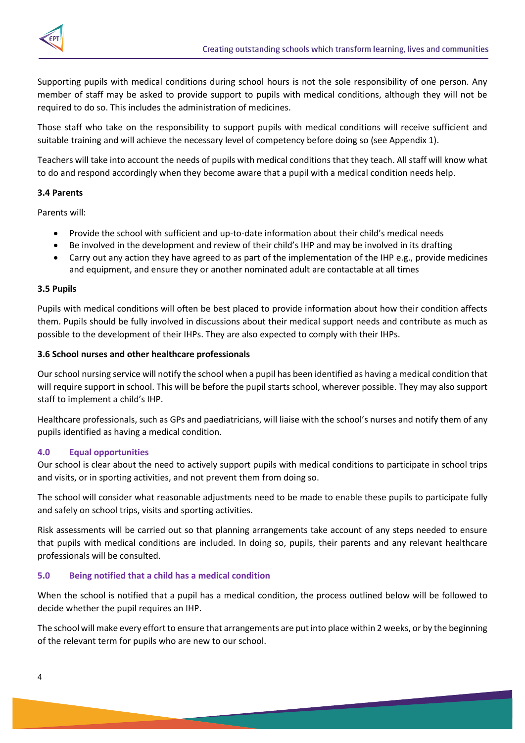Supporting pupils with medical conditions during school hours is not the sole responsibility of one person. Any member of staff may be asked to provide support to pupils with medical conditions, although they will not be required to do so. This includes the administration of medicines.

Those staff who take on the responsibility to support pupils with medical conditions will receive sufficient and suitable training and will achieve the necessary level of competency before doing so (see Appendix 1).

Teachers will take into account the needs of pupils with medical conditions that they teach. All staff will know what to do and respond accordingly when they become aware that a pupil with a medical condition needs help.

**3.4 Parents**

Parents will:

- Provide the school with sufficient and up-to-date information about their child's medical needs
- Be involved in the development and review of their child's IHP and may be involved in its drafting
- Carry out any action they have agreed to as part of the implementation of the IHP e.g., provide medicines and equipment, and ensure they or another nominated adult are contactable at all times

**3.5 Pupils**

Pupils with medical conditions will often be best placed to provide information about how their condition affects them. Pupils should be fully involved in discussions about their medical support needs and contribute as much as possible to the development of their IHPs. They are also expected to comply with their IHPs.

**3.6 School nurses and other healthcare professionals**

Our school nursing service will notify the school when a pupil has been identified as having a medical condition that will require support in school. This will be before the pupil starts school, wherever possible. They may also support staff to implement a child's IHP.

Healthcare professionals, such as GPs and paediatricians, will liaise with the school's nurses and notify them of any pupils identified as having a medical condition.

## 4.0 Equal opportunities

Our school is clear about the need to actively support pupils with medical conditions to participate in school trips and visits, or in sporting activities, and not prevent them from doing so.

The school will consider what reasonable adjustments need to be made to enable these pupils to participate fully and safely on school trips, visits and sporting activities.

Risk assessments will be carried out so that planning arrangements take account of any steps needed to ensure that pupils with medical conditions are included. In doing so, pupils, their parents and any relevant healthcare professionals will be consulted.

## 5.0 Being notified that a child has a medical condition

When the school is notified that a pupil has a medical condition, the process outlined below will be followed to decide whether the pupil requires an IHP.

The school will make every effort to ensure that arrangements are put into place within 2 weeks, or by the beginning of the relevant term for pupils who are new to our school.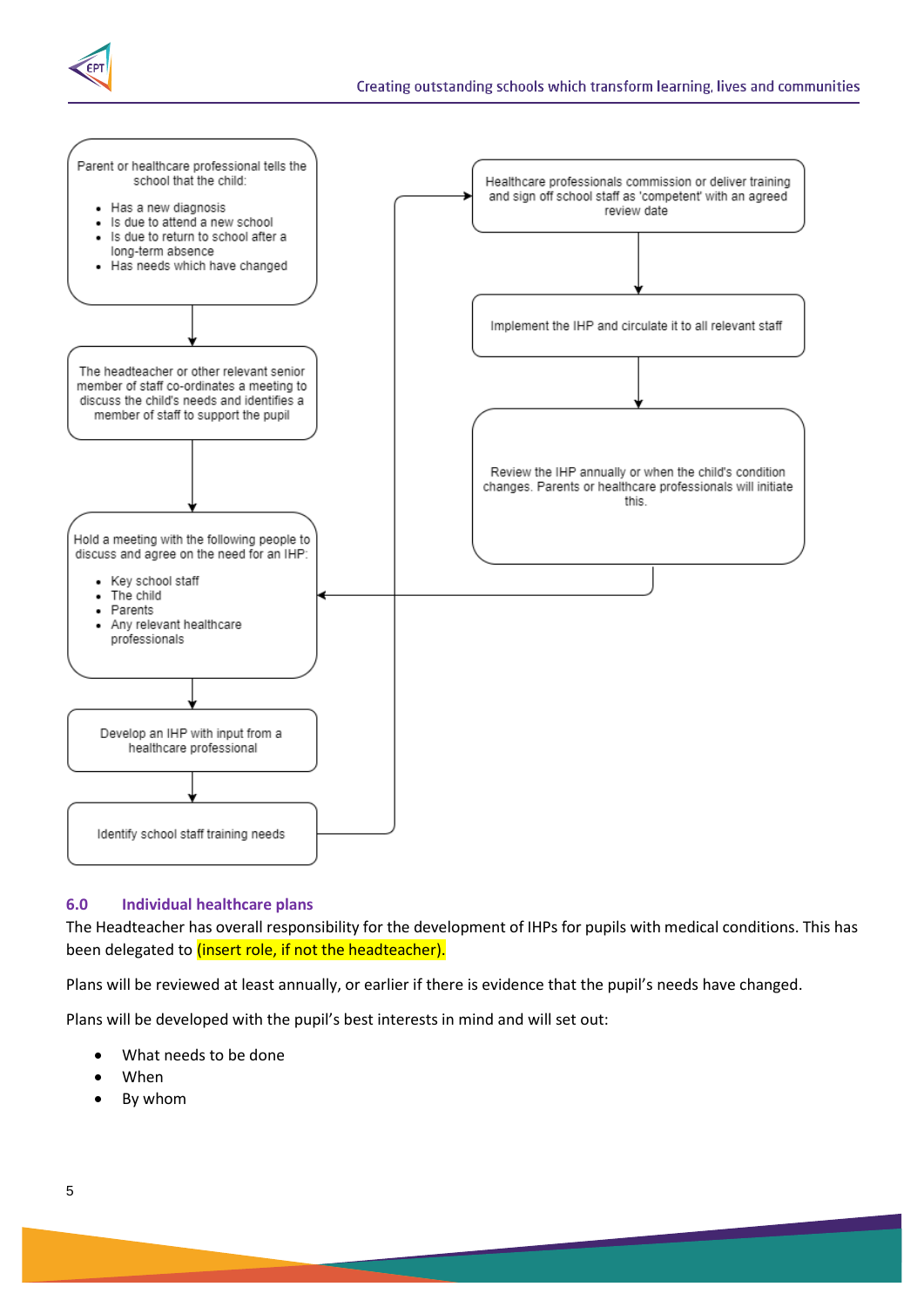Parent or healthcare professional tells the school that the child:

- Has a new diagnosis
- Is due to attend a new school
- Is due to return to school after a long-term absence
- Has needs which have changed

↓

The headteacher or other relevant senior member of staff co-ordinates a meeting to discuss the child's needs and identifies a member of staff to support the pupil

↓

Hold a meeting with the following people to discuss and agree on the need for an IHP:

- Key school staff
- The child
- Parents
- Any relevant healthcare professionals

↓

Develop an IHP with input from a healthcare professional

↓

Identify school staff training needs

→

Healthcare professionals commission or deliver training and sign off school staff as 'competent' with an agreed review date

↓

Implement the IHP and circulate it to all relevant staff

↓

Review the IHP annually or when the child's condition changes. Parents or healthcare professionals will initiate this.

## 6.0 Individual healthcare plans

The Headteacher has overall responsibility for the development of IHPs for pupils with medical conditions. This has been delegated to (insert role, if not the headteacher).

Plans will be reviewed at least annually, or earlier if there is evidence that the pupil's needs have changed.

Plans will be developed with the pupil's best interests in mind and will set out:

- What needs to be done
- When
- By whom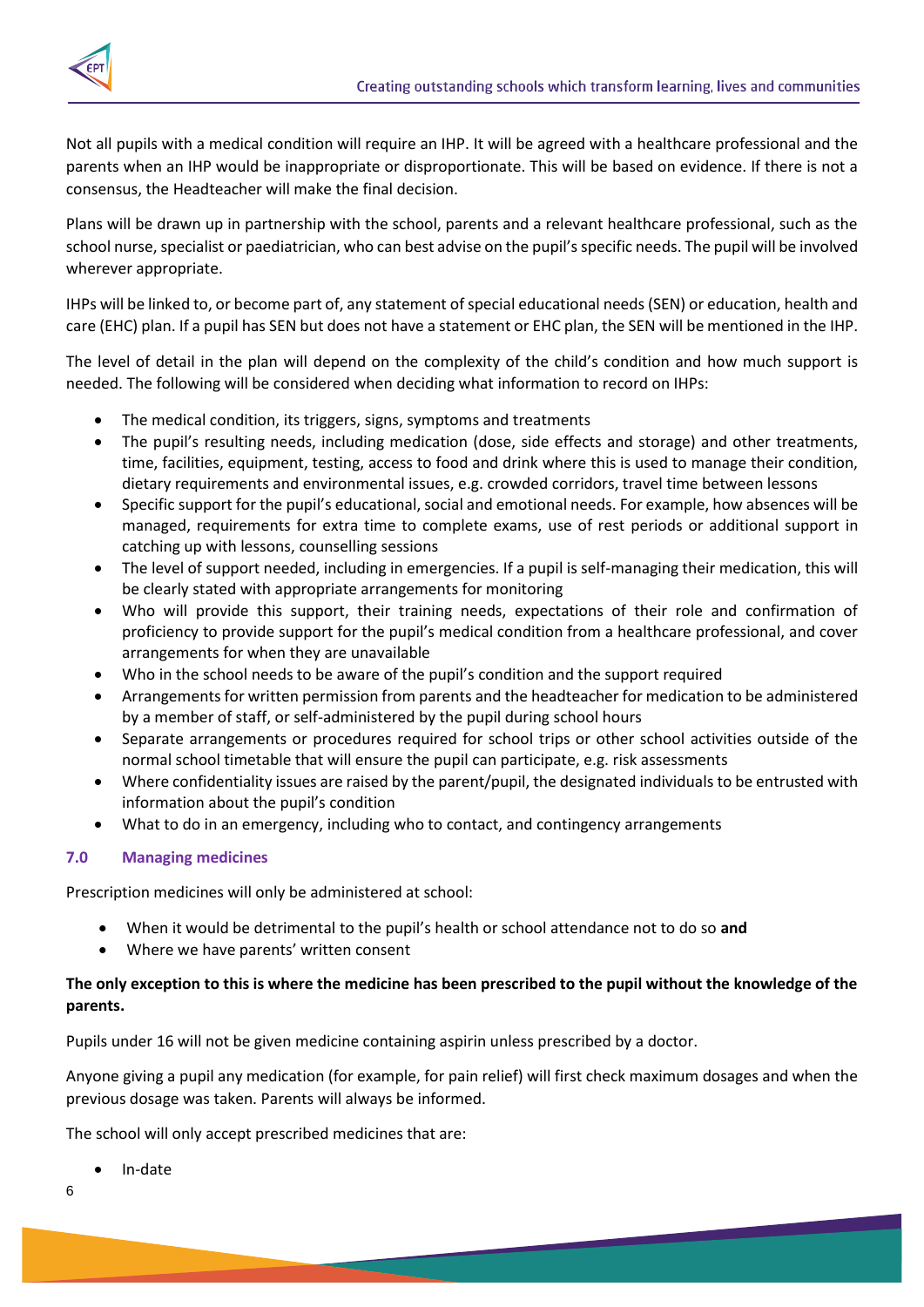Not all pupils with a medical condition will require an IHP. It will be agreed with a healthcare professional and the parents when an IHP would be inappropriate or disproportionate. This will be based on evidence. If there is not a consensus, the Headteacher will make the final decision.

Plans will be drawn up in partnership with the school, parents and a relevant healthcare professional, such as the school nurse, specialist or paediatrician, who can best advise on the pupil's specific needs. The pupil will be involved wherever appropriate.

IHPs will be linked to, or become part of, any statement of special educational needs (SEN) or education, health and care (EHC) plan. If a pupil has SEN but does not have a statement or EHC plan, the SEN will be mentioned in the IHP.

The level of detail in the plan will depend on the complexity of the child's condition and how much support is needed. The following will be considered when deciding what information to record on IHPs:

- The medical condition, its triggers, signs, symptoms and treatments
- The pupil's resulting needs, including medication (dose, side effects and storage) and other treatments, time, facilities, equipment, testing, access to food and drink where this is used to manage their condition, dietary requirements and environmental issues, e.g. crowded corridors, travel time between lessons
- Specific support for the pupil's educational, social and emotional needs. For example, how absences will be managed, requirements for extra time to complete exams, use of rest periods or additional support in catching up with lessons, counselling sessions
- The level of support needed, including in emergencies. If a pupil is self-managing their medication, this will be clearly stated with appropriate arrangements for monitoring
- Who will provide this support, their training needs, expectations of their role and confirmation of proficiency to provide support for the pupil's medical condition from a healthcare professional, and cover arrangements for when they are unavailable
- Who in the school needs to be aware of the pupil's condition and the support required
- Arrangements for written permission from parents and the headteacher for medication to be administered by a member of staff, or self-administered by the pupil during school hours
- Separate arrangements or procedures required for school trips or other school activities outside of the normal school timetable that will ensure the pupil can participate, e.g. risk assessments
- Where confidentiality issues are raised by the parent/pupil, the designated individuals to be entrusted with information about the pupil's condition
- What to do in an emergency, including who to contact, and contingency arrangements

## 7.0 Managing medicines

Prescription medicines will only be administered at school:

- When it would be detrimental to the pupil's health or school attendance not to do so **and**
- Where we have parents' written consent

**The only exception to this is where the medicine has been prescribed to the pupil without the knowledge of the parents.**

Pupils under 16 will not be given medicine containing aspirin unless prescribed by a doctor.

Anyone giving a pupil any medication (for example, for pain relief) will first check maximum dosages and when the previous dosage was taken. Parents will always be informed.

The school will only accept prescribed medicines that are:

- In-date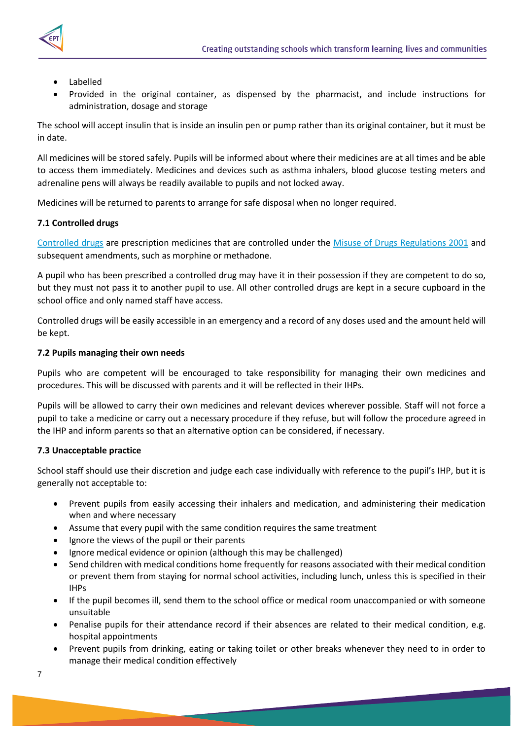- Labelled
- Provided in the original container, as dispensed by the pharmacist, and include instructions for administration, dosage and storage

The school will accept insulin that is inside an insulin pen or pump rather than its original container, but it must be in date.

All medicines will be stored safely. Pupils will be informed about where their medicines are at all times and be able to access them immediately. Medicines and devices such as asthma inhalers, blood glucose testing meters and adrenaline pens will always be readily available to pupils and not locked away.

Medicines will be returned to parents to arrange for safe disposal when no longer required.

### 7.1 Controlled drugs

Controlled drugs are prescription medicines that are controlled under the Misuse of Drugs Regulations 2001 and subsequent amendments, such as morphine or methadone.

A pupil who has been prescribed a controlled drug may have it in their possession if they are competent to do so, but they must not pass it to another pupil to use. All other controlled drugs are kept in a secure cupboard in the school office and only named staff have access.

Controlled drugs will be easily accessible in an emergency and a record of any doses used and the amount held will be kept.

### 7.2 Pupils managing their own needs

Pupils who are competent will be encouraged to take responsibility for managing their own medicines and procedures. This will be discussed with parents and it will be reflected in their IHPs.

Pupils will be allowed to carry their own medicines and relevant devices wherever possible. Staff will not force a pupil to take a medicine or carry out a necessary procedure if they refuse, but will follow the procedure agreed in the IHP and inform parents so that an alternative option can be considered, if necessary.

### 7.3 Unacceptable practice

School staff should use their discretion and judge each case individually with reference to the pupil's IHP, but it is generally not acceptable to:

- Prevent pupils from easily accessing their inhalers and medication, and administering their medication when and where necessary
- Assume that every pupil with the same condition requires the same treatment
- Ignore the views of the pupil or their parents
- Ignore medical evidence or opinion (although this may be challenged)
- Send children with medical conditions home frequently for reasons associated with their medical condition or prevent them from staying for normal school activities, including lunch, unless this is specified in their IHPs
- If the pupil becomes ill, send them to the school office or medical room unaccompanied or with someone unsuitable
- Penalise pupils for their attendance record if their absences are related to their medical condition, e.g. hospital appointments
- Prevent pupils from drinking, eating or taking toilet or other breaks whenever they need to in order to manage their medical condition effectively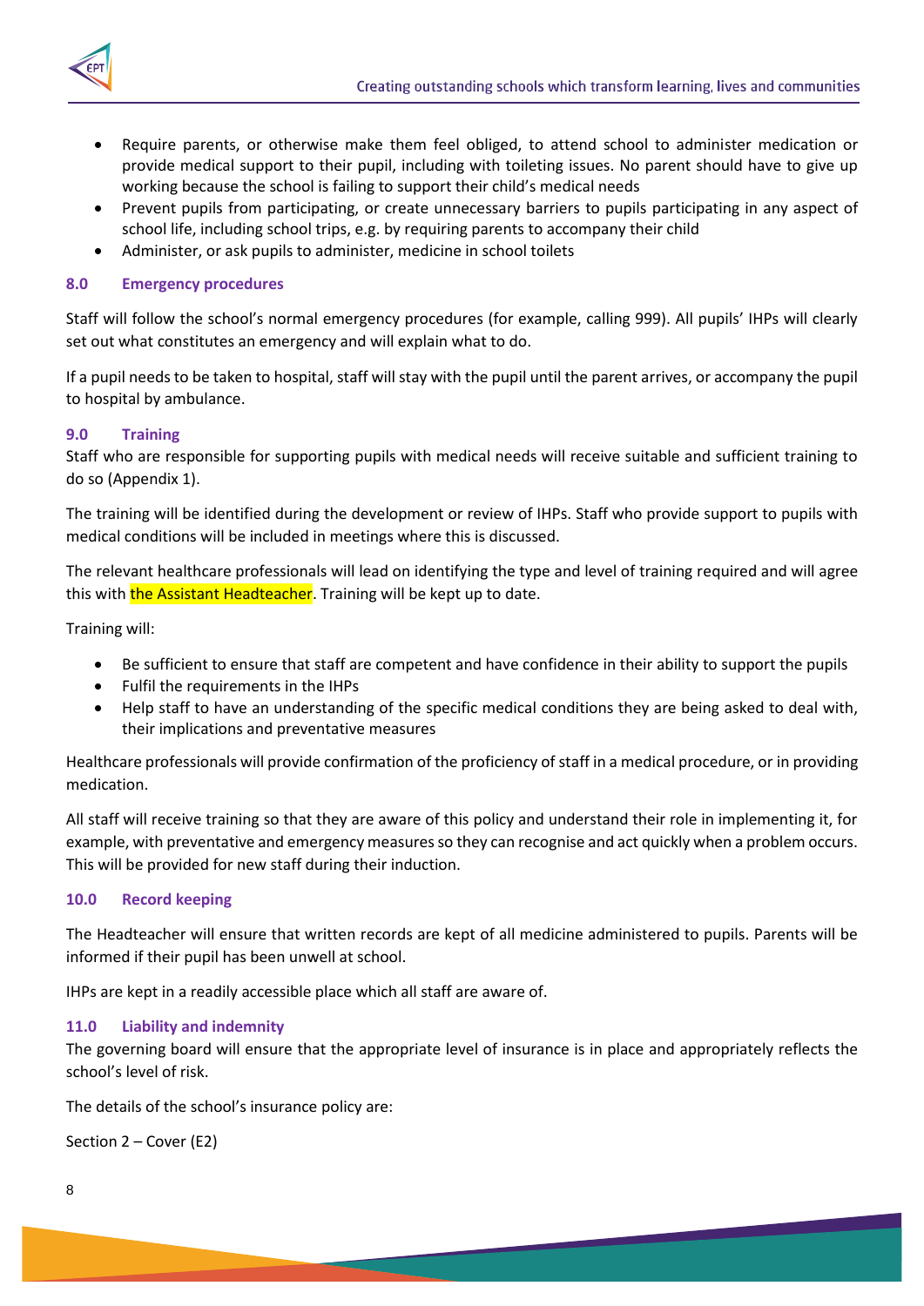- Require parents, or otherwise make them feel obliged, to attend school to administer medication or provide medical support to their pupil, including with toileting issues. No parent should have to give up working because the school is failing to support their child's medical needs
- Prevent pupils from participating, or create unnecessary barriers to pupils participating in any aspect of school life, including school trips, e.g. by requiring parents to accompany their child
- Administer, or ask pupils to administer, medicine in school toilets

### 8.0 Emergency procedures

Staff will follow the school's normal emergency procedures (for example, calling 999). All pupils' IHPs will clearly set out what constitutes an emergency and will explain what to do.

If a pupil needs to be taken to hospital, staff will stay with the pupil until the parent arrives, or accompany the pupil to hospital by ambulance.

### 9.0 Training

Staff who are responsible for supporting pupils with medical needs will receive suitable and sufficient training to do so (Appendix 1).

The training will be identified during the development or review of IHPs. Staff who provide support to pupils with medical conditions will be included in meetings where this is discussed.

The relevant healthcare professionals will lead on identifying the type and level of training required and will agree this with the Assistant Headteacher. Training will be kept up to date.

Training will:

- Be sufficient to ensure that staff are competent and have confidence in their ability to support the pupils
- Fulfil the requirements in the IHPs
- Help staff to have an understanding of the specific medical conditions they are being asked to deal with, their implications and preventative measures

Healthcare professionals will provide confirmation of the proficiency of staff in a medical procedure, or in providing medication.

All staff will receive training so that they are aware of this policy and understand their role in implementing it, for example, with preventative and emergency measures so they can recognise and act quickly when a problem occurs. This will be provided for new staff during their induction.

### 10.0 Record keeping

The Headteacher will ensure that written records are kept of all medicine administered to pupils. Parents will be informed if their pupil has been unwell at school.

IHPs are kept in a readily accessible place which all staff are aware of.

### 11.0 Liability and indemnity

The governing board will ensure that the appropriate level of insurance is in place and appropriately reflects the school's level of risk.

The details of the school's insurance policy are:

Section 2 – Cover (E2)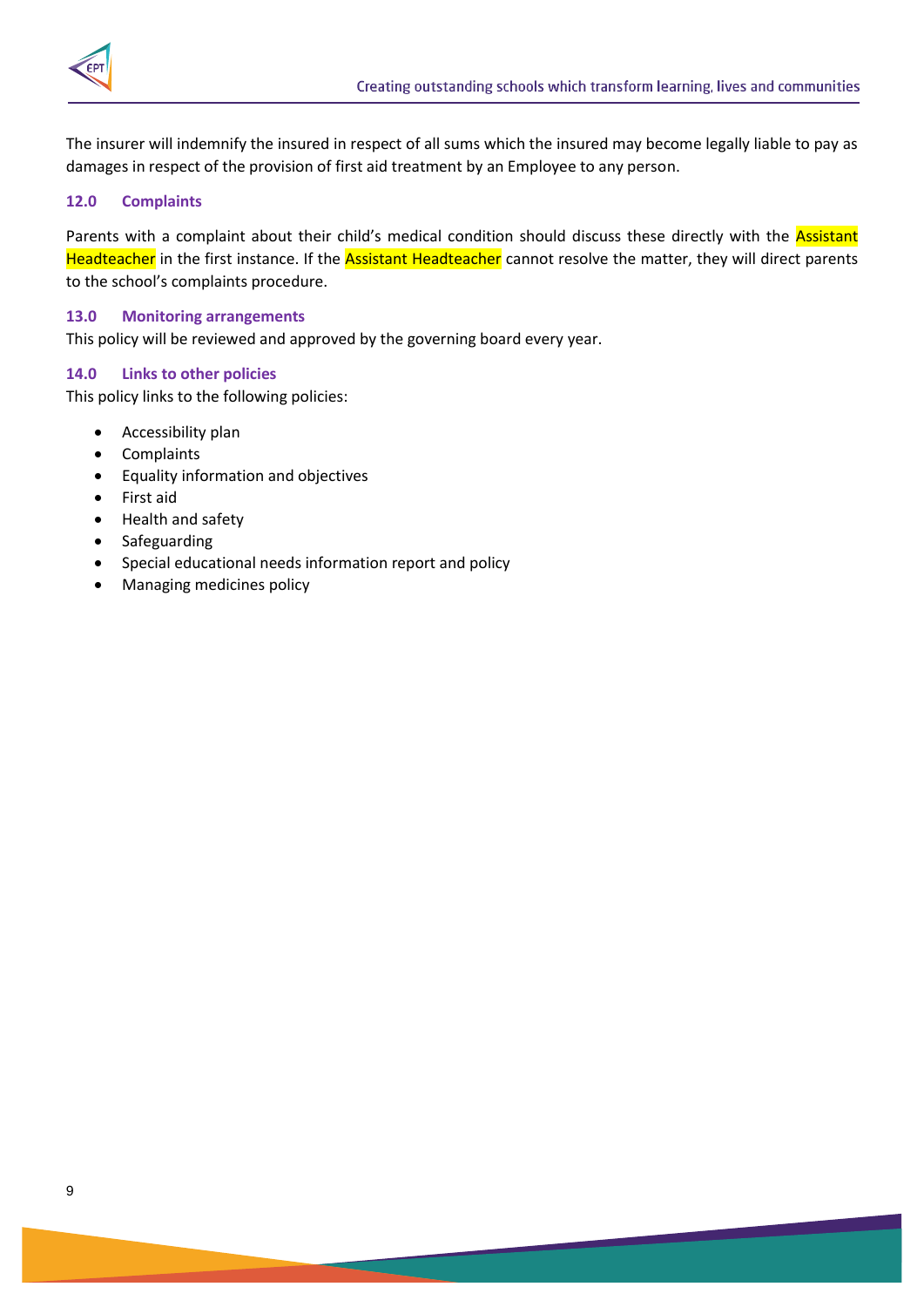The insurer will indemnify the insured in respect of all sums which the insured may become legally liable to pay as damages in respect of the provision of first aid treatment by an Employee to any person.

### 12.0 Complaints

Parents with a complaint about their child's medical condition should discuss these directly with the Assistant Headteacher in the first instance. If the Assistant Headteacher cannot resolve the matter, they will direct parents to the school's complaints procedure.

### 13.0 Monitoring arrangements

This policy will be reviewed and approved by the governing board every year.

### 14.0 Links to other policies

This policy links to the following policies:

- Accessibility plan
- Complaints
- Equality information and objectives
- First aid
- Health and safety
- Safeguarding
- Special educational needs information report and policy
- Managing medicines policy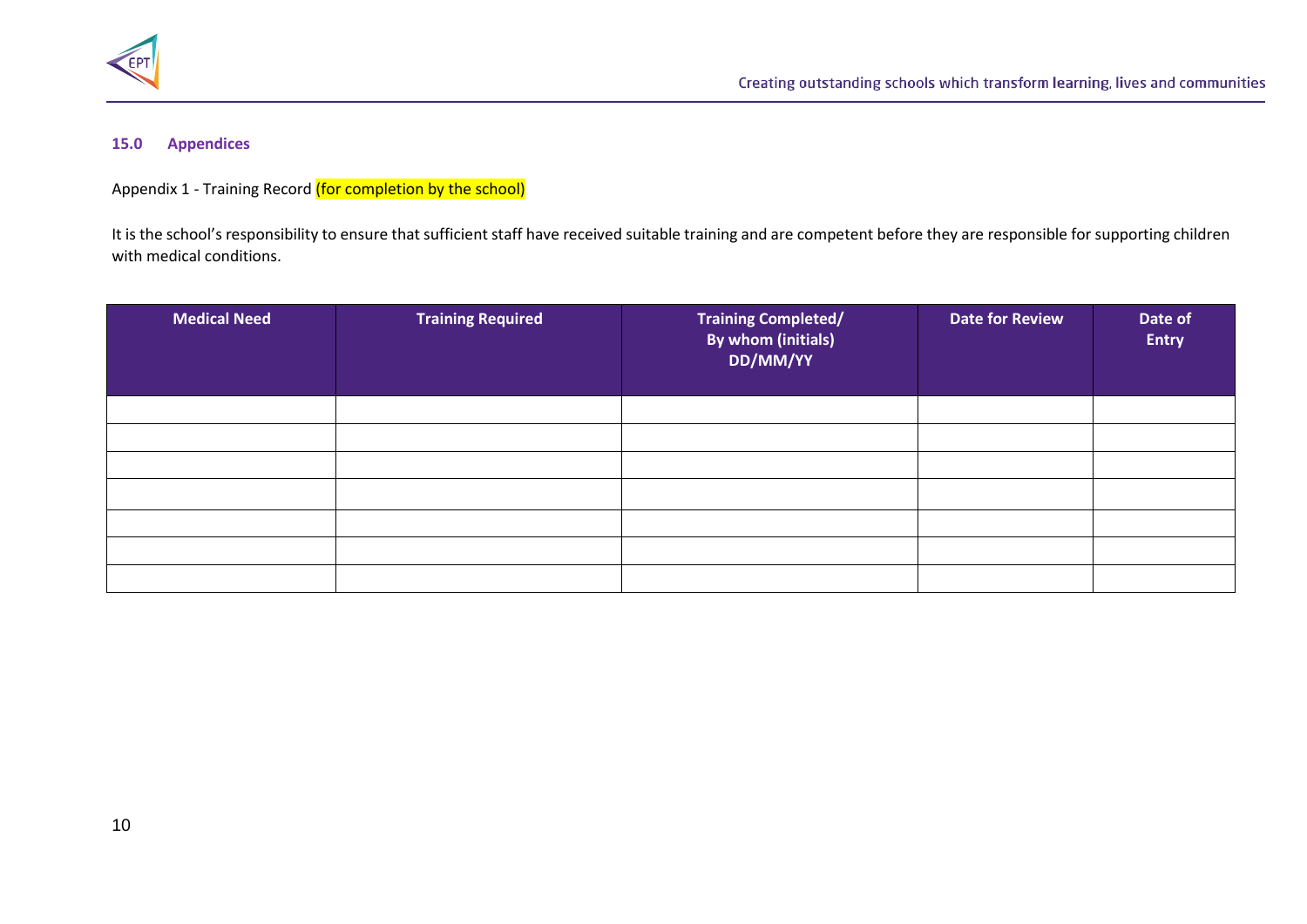### 15.0 Appendices

Appendix 1 - Training Record (for completion by the school)

It is the school's responsibility to ensure that sufficient staff have received suitable training and are competent before they are responsible for supporting children with medical conditions.

| Medical Need | Training Required | Training Completed/ By whom (initials) DD/MM/YY | Date for Review | Date of Entry |
|---|---|---|---|---|
| | | | | |
| | | | | |
| | | | | |
| | | | | |
| | | | | |
| | | | | |
| | | | | |